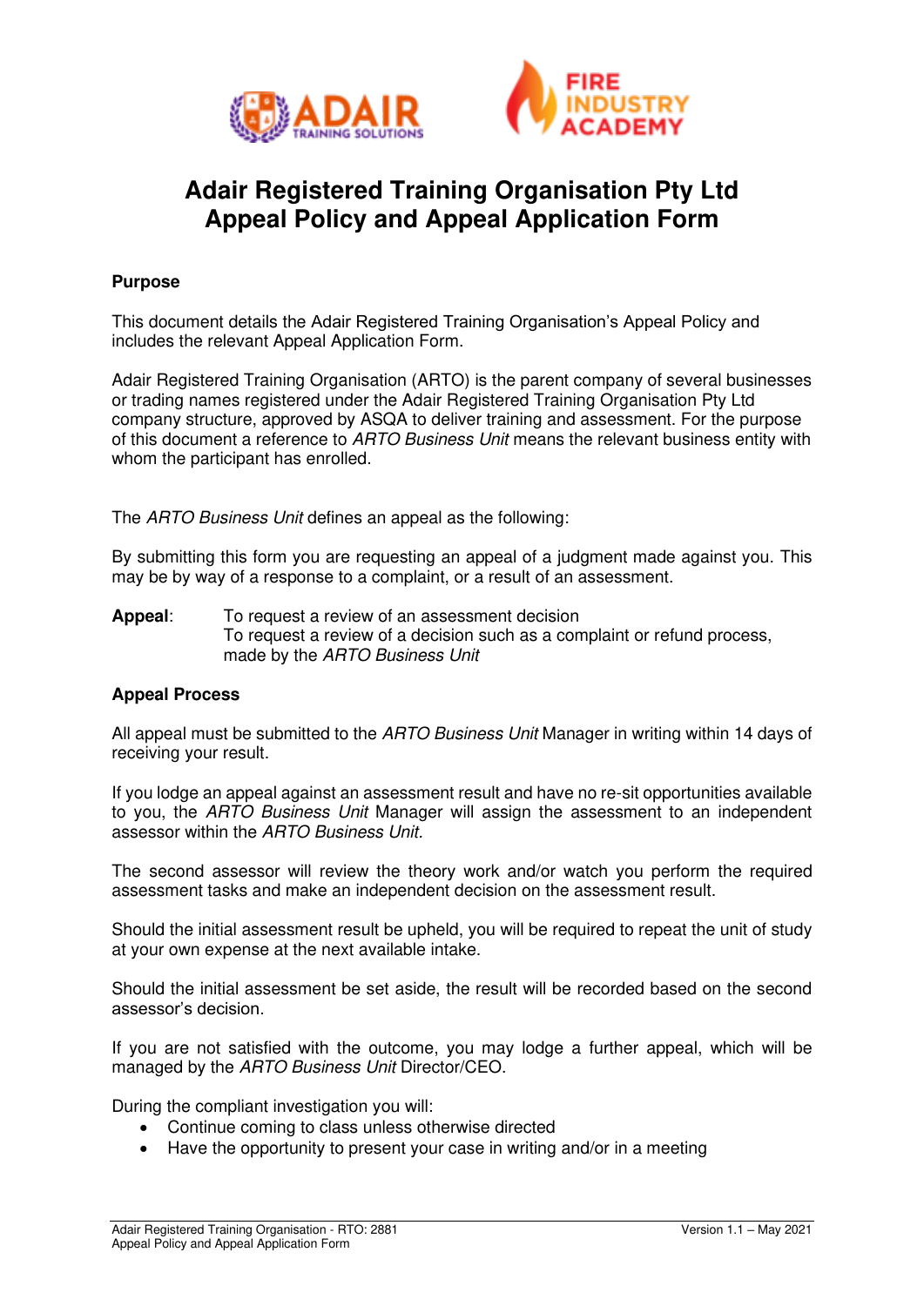# Adair Registered Training Organisation Pty Ltd
# Appeal Policy and Appeal Application Form

## Purpose

This document details the Adair Registered Training Organisation's Appeal Policy and includes the relevant Appeal Application Form.

Adair Registered Training Organisation (ARTO) is the parent company of several businesses or trading names registered under the Adair Registered Training Organisation Pty Ltd company structure, approved by ASQA to deliver training and assessment. For the purpose of this document a reference to *ARTO Business Unit* means the relevant business entity with whom the participant has enrolled.

The *ARTO Business Unit* defines an appeal as the following:

By submitting this form you are requesting an appeal of a judgment made against you. This may be by way of a response to a complaint, or a result of an assessment.

**Appeal**: To request a review of an assessment decision
To request a review of a decision such as a complaint or refund process, made by the *ARTO Business Unit*

## Appeal Process

All appeal must be submitted to the *ARTO Business Unit* Manager in writing within 14 days of receiving your result.

If you lodge an appeal against an assessment result and have no re-sit opportunities available to you, the *ARTO Business Unit* Manager will assign the assessment to an independent assessor within the *ARTO Business Unit*.

The second assessor will review the theory work and/or watch you perform the required assessment tasks and make an independent decision on the assessment result.

Should the initial assessment result be upheld, you will be required to repeat the unit of study at your own expense at the next available intake.

Should the initial assessment be set aside, the result will be recorded based on the second assessor's decision.

If you are not satisfied with the outcome, you may lodge a further appeal, which will be managed by the *ARTO Business Unit* Director/CEO.

During the compliant investigation you will:

- Continue coming to class unless otherwise directed
- Have the opportunity to present your case in writing and/or in a meeting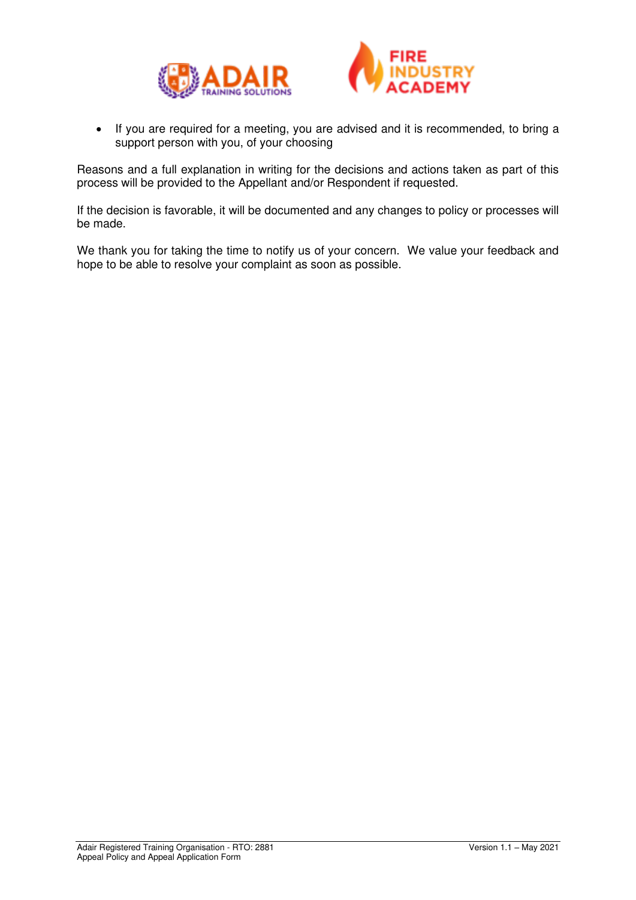- If you are required for a meeting, you are advised and it is recommended, to bring a support person with you, of your choosing

Reasons and a full explanation in writing for the decisions and actions taken as part of this process will be provided to the Appellant and/or Respondent if requested.

If the decision is favorable, it will be documented and any changes to policy or processes will be made.

We thank you for taking the time to notify us of your concern. We value your feedback and hope to be able to resolve your complaint as soon as possible.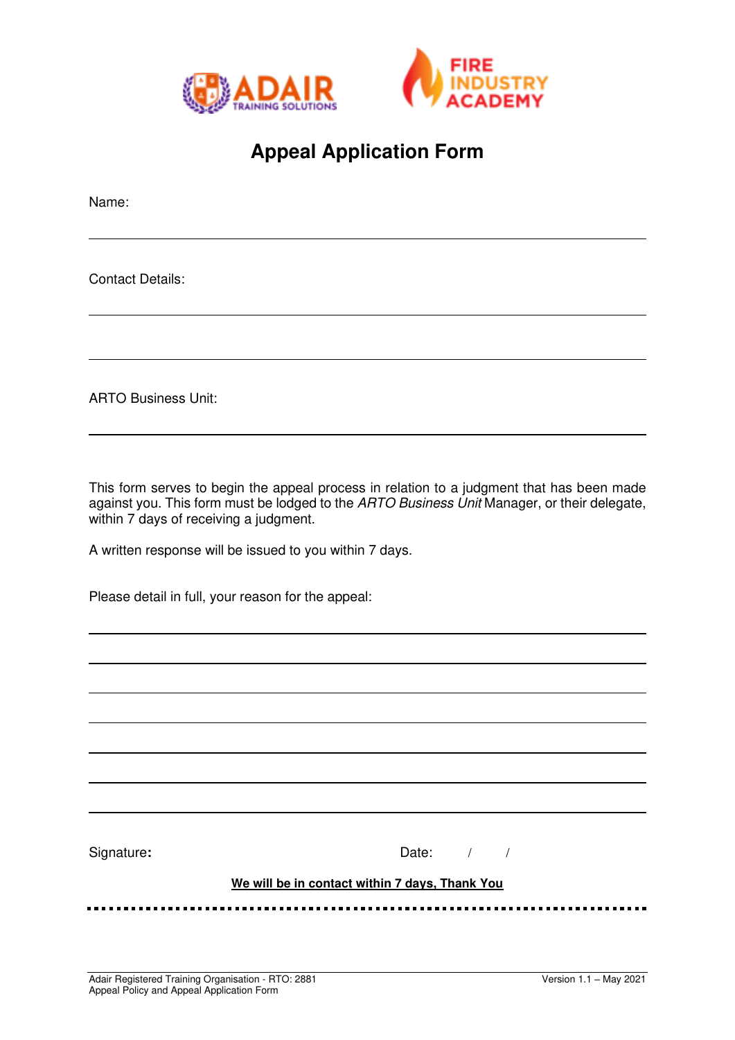# Appeal Application Form

Name:

______________________________________________________________________

Contact Details:

______________________________________________________________________

______________________________________________________________________

ARTO Business Unit:

______________________________________________________________________

This form serves to begin the appeal process in relation to a judgment that has been made against you. This form must be lodged to the *ARTO Business Unit* Manager, or their delegate, within 7 days of receiving a judgment.

A written response will be issued to you within 7 days.

Please detail in full, your reason for the appeal:

______________________________________________________________________

______________________________________________________________________

______________________________________________________________________

______________________________________________________________________

______________________________________________________________________

______________________________________________________________________

______________________________________________________________________

Signature**:** Date: / /

**<u>We will be in contact within 7 days, Thank You</u>**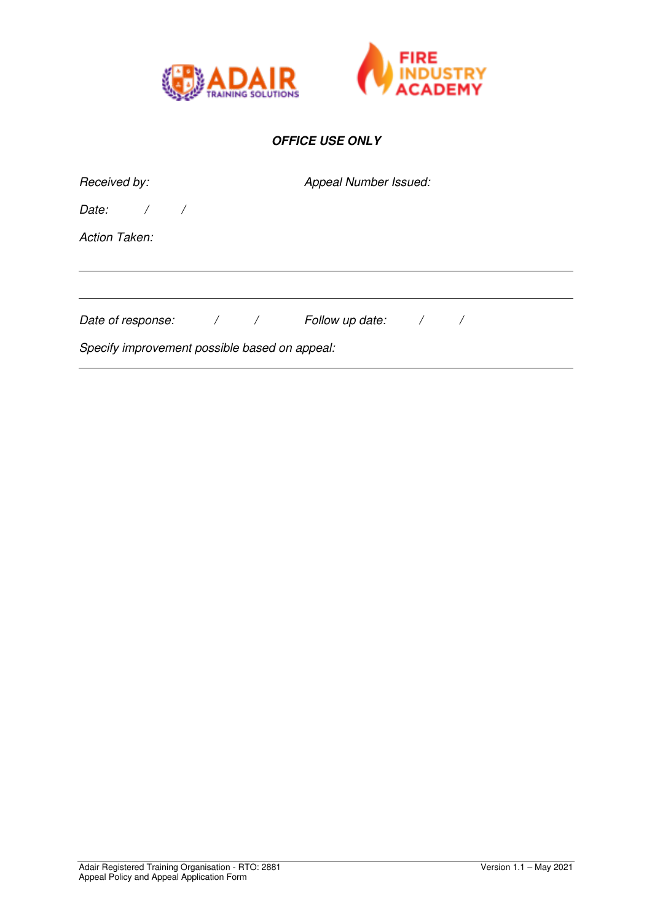***OFFICE USE ONLY***

*Received by:* *Appeal Number Issued:*

*Date:* / /

*Action Taken:*

---

---

*Date of response:* / / *Follow up date:* / /

*Specify improvement possible based on appeal:*

---